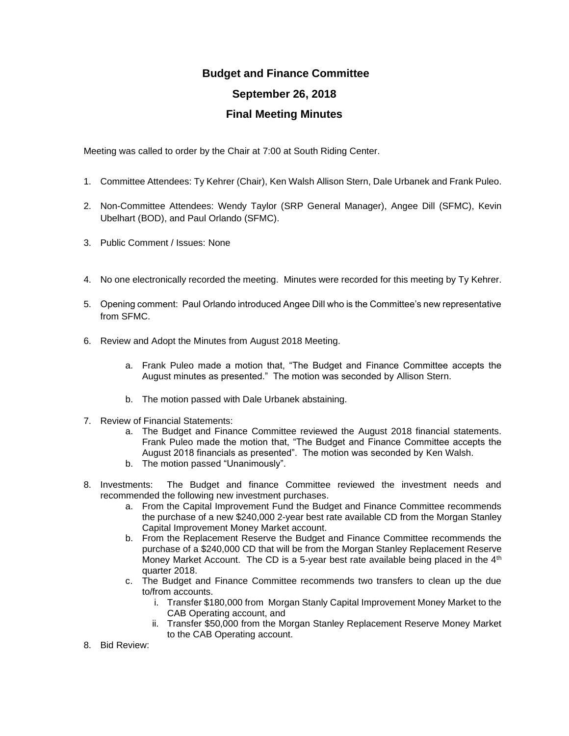# Budget and Finance Committee

## September 26, 2018

## Final Meeting Minutes

Meeting was called to order by the Chair at 7:00 at South Riding Center.

1. Committee Attendees: Ty Kehrer (Chair), Ken Walsh Allison Stern, Dale Urbanek and Frank Puleo.

2. Non-Committee Attendees: Wendy Taylor (SRP General Manager), Angee Dill (SFMC), Kevin Ubelhart (BOD), and Paul Orlando (SFMC).

3. Public Comment / Issues: None

4. No one electronically recorded the meeting. Minutes were recorded for this meeting by Ty Kehrer.

5. Opening comment: Paul Orlando introduced Angee Dill who is the Committee's new representative from SFMC.

6. Review and Adopt the Minutes from August 2018 Meeting.

    a. Frank Puleo made a motion that, "The Budget and Finance Committee accepts the August minutes as presented." The motion was seconded by Allison Stern.

    b. The motion passed with Dale Urbanek abstaining.

7. Review of Financial Statements:
    a. The Budget and Finance Committee reviewed the August 2018 financial statements. Frank Puleo made the motion that, "The Budget and Finance Committee accepts the August 2018 financials as presented". The motion was seconded by Ken Walsh.
    b. The motion passed "Unanimously".

8. Investments: The Budget and finance Committee reviewed the investment needs and recommended the following new investment purchases.
    a. From the Capital Improvement Fund the Budget and Finance Committee recommends the purchase of a new $240,000 2-year best rate available CD from the Morgan Stanley Capital Improvement Money Market account.
    b. From the Replacement Reserve the Budget and Finance Committee recommends the purchase of a $240,000 CD that will be from the Morgan Stanley Replacement Reserve Money Market Account. The CD is a 5-year best rate available being placed in the 4th quarter 2018.
    c. The Budget and Finance Committee recommends two transfers to clean up the due to/from accounts.
        i. Transfer $180,000 from Morgan Stanly Capital Improvement Money Market to the CAB Operating account, and
        ii. Transfer $50,000 from the Morgan Stanley Replacement Reserve Money Market to the CAB Operating account.

8. Bid Review: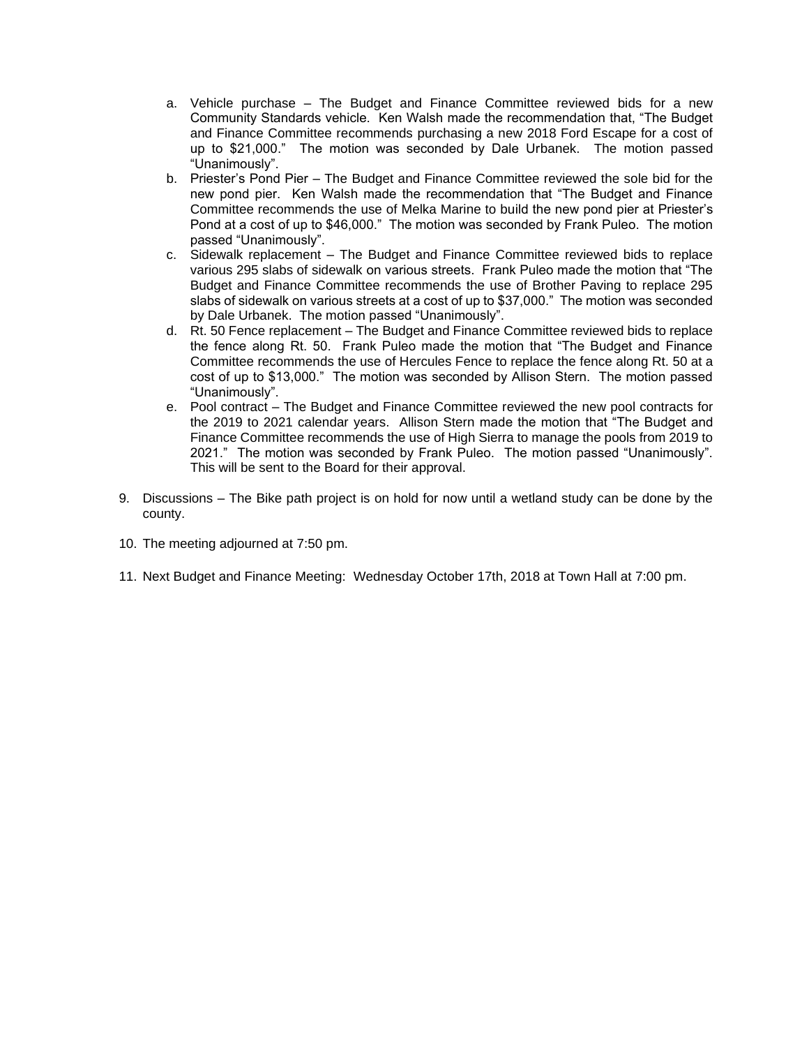a. Vehicle purchase – The Budget and Finance Committee reviewed bids for a new Community Standards vehicle. Ken Walsh made the recommendation that, "The Budget and Finance Committee recommends purchasing a new 2018 Ford Escape for a cost of up to $21,000." The motion was seconded by Dale Urbanek. The motion passed "Unanimously".
b. Priester's Pond Pier – The Budget and Finance Committee reviewed the sole bid for the new pond pier. Ken Walsh made the recommendation that "The Budget and Finance Committee recommends the use of Melka Marine to build the new pond pier at Priester's Pond at a cost of up to $46,000." The motion was seconded by Frank Puleo. The motion passed "Unanimously".
c. Sidewalk replacement – The Budget and Finance Committee reviewed bids to replace various 295 slabs of sidewalk on various streets. Frank Puleo made the motion that "The Budget and Finance Committee recommends the use of Brother Paving to replace 295 slabs of sidewalk on various streets at a cost of up to $37,000." The motion was seconded by Dale Urbanek. The motion passed "Unanimously".
d. Rt. 50 Fence replacement – The Budget and Finance Committee reviewed bids to replace the fence along Rt. 50. Frank Puleo made the motion that "The Budget and Finance Committee recommends the use of Hercules Fence to replace the fence along Rt. 50 at a cost of up to $13,000." The motion was seconded by Allison Stern. The motion passed "Unanimously".
e. Pool contract – The Budget and Finance Committee reviewed the new pool contracts for the 2019 to 2021 calendar years. Allison Stern made the motion that "The Budget and Finance Committee recommends the use of High Sierra to manage the pools from 2019 to 2021." The motion was seconded by Frank Puleo. The motion passed "Unanimously". This will be sent to the Board for their approval.

9. Discussions – The Bike path project is on hold for now until a wetland study can be done by the county.

10. The meeting adjourned at 7:50 pm.

11. Next Budget and Finance Meeting: Wednesday October 17th, 2018 at Town Hall at 7:00 pm.